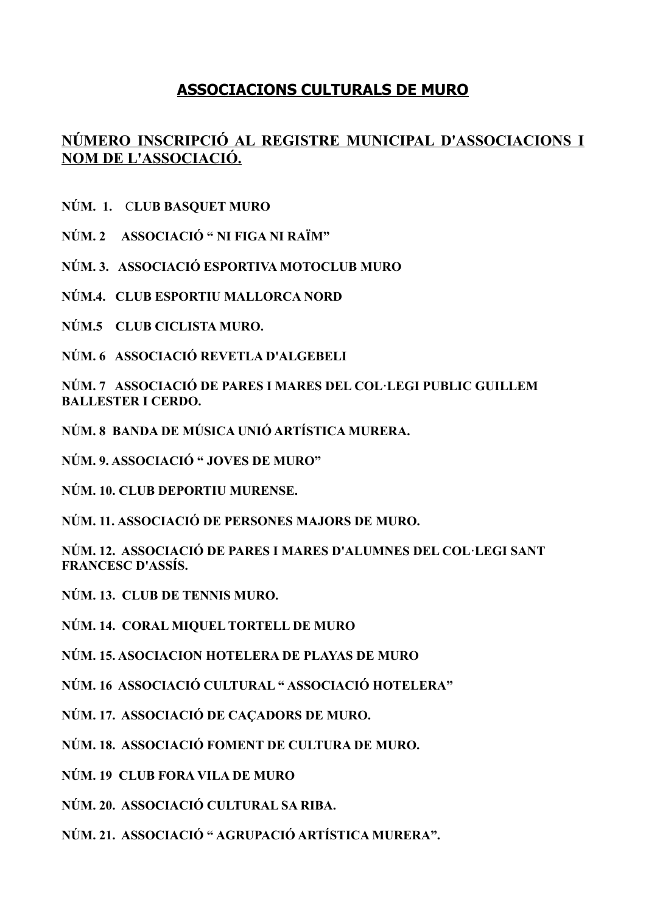# ASSOCIACIONS CULTURALS DE MURO

## NÚMERO INSCRIPCIÓ AL REGISTRE MUNICIPAL D'ASSOCIACIONS I NOM DE L'ASSOCIACIÓ.

**NÚM. 1. CLUB BASQUET MURO**

**NÚM. 2 ASSOCIACIÓ " NI FIGA NI RAÏM"**

**NÚM. 3. ASSOCIACIÓ ESPORTIVA MOTOCLUB MURO**

**NÚM.4. CLUB ESPORTIU MALLORCA NORD**

**NÚM.5 CLUB CICLISTA MURO.**

**NÚM. 6 ASSOCIACIÓ REVETLA D'ALGEBELI**

**NÚM. 7 ASSOCIACIÓ DE PARES I MARES DEL COL·LEGI PUBLIC GUILLEM BALLESTER I CERDO.**

**NÚM. 8 BANDA DE MÚSICA UNIÓ ARTÍSTICA MURERA.**

**NÚM. 9. ASSOCIACIÓ " JOVES DE MURO"**

**NÚM. 10. CLUB DEPORTIU MURENSE.**

**NÚM. 11. ASSOCIACIÓ DE PERSONES MAJORS DE MURO.**

**NÚM. 12. ASSOCIACIÓ DE PARES I MARES D'ALUMNES DEL COL·LEGI SANT FRANCESC D'ASSÍS.**

**NÚM. 13. CLUB DE TENNIS MURO.**

**NÚM. 14. CORAL MIQUEL TORTELL DE MURO**

**NÚM. 15. ASOCIACION HOTELERA DE PLAYAS DE MURO**

**NÚM. 16 ASSOCIACIÓ CULTURAL " ASSOCIACIÓ HOTELERA"**

**NÚM. 17. ASSOCIACIÓ DE CAÇADORS DE MURO.**

**NÚM. 18. ASSOCIACIÓ FOMENT DE CULTURA DE MURO.**

**NÚM. 19 CLUB FORA VILA DE MURO**

**NÚM. 20. ASSOCIACIÓ CULTURAL SA RIBA.**

**NÚM. 21. ASSOCIACIÓ " AGRUPACIÓ ARTÍSTICA MURERA".**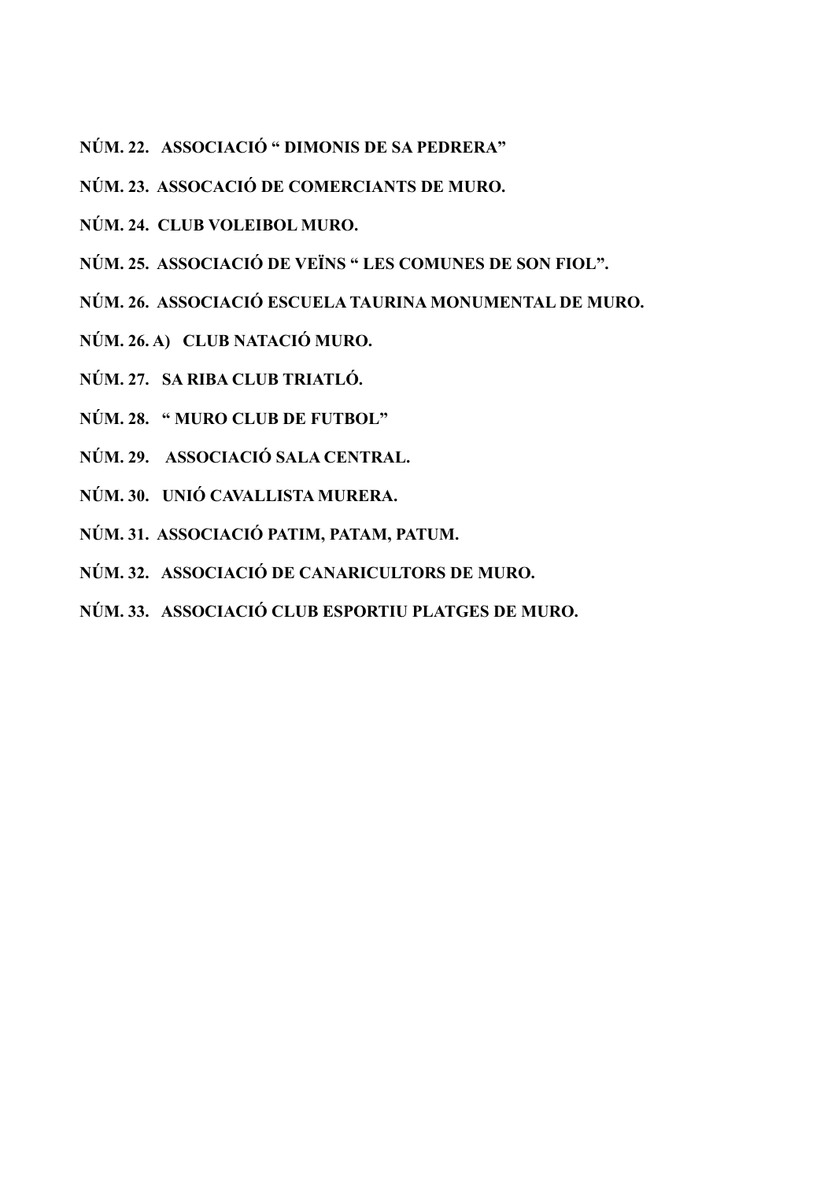**NÚM. 22. ASSOCIACIÓ " DIMONIS DE SA PEDRERA"**

**NÚM. 23. ASSOCACIÓ DE COMERCIANTS DE MURO.**

**NÚM. 24. CLUB VOLEIBOL MURO.**

**NÚM. 25. ASSOCIACIÓ DE VEÏNS " LES COMUNES DE SON FIOL".**

**NÚM. 26. ASSOCIACIÓ ESCUELA TAURINA MONUMENTAL DE MURO.**

**NÚM. 26. A) CLUB NATACIÓ MURO.**

**NÚM. 27. SA RIBA CLUB TRIATLÓ.**

**NÚM. 28. " MURO CLUB DE FUTBOL"**

**NÚM. 29. ASSOCIACIÓ SALA CENTRAL.**

**NÚM. 30. UNIÓ CAVALLISTA MURERA.**

**NÚM. 31. ASSOCIACIÓ PATIM, PATAM, PATUM.**

**NÚM. 32. ASSOCIACIÓ DE CANARICULTORS DE MURO.**

**NÚM. 33. ASSOCIACIÓ CLUB ESPORTIU PLATGES DE MURO.**